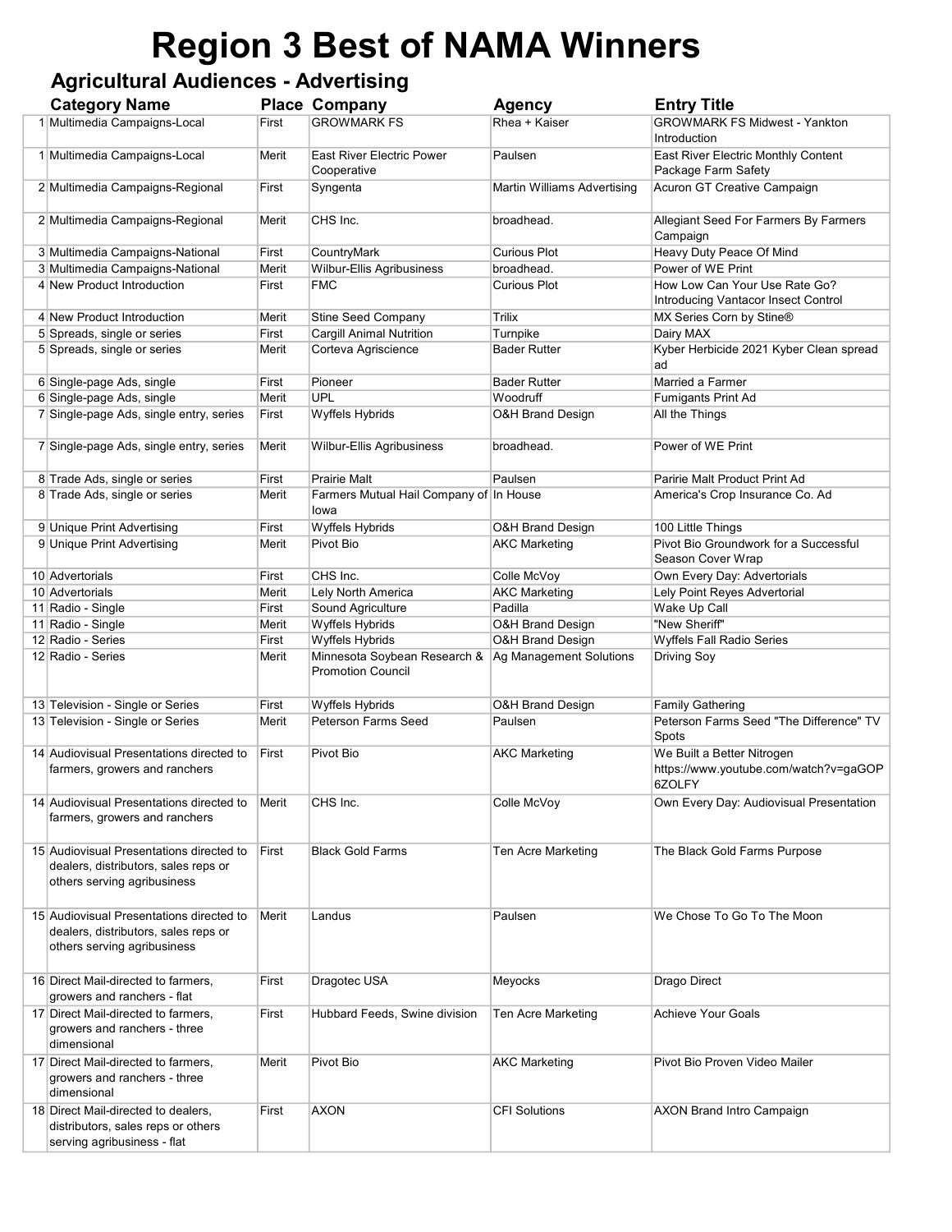# Region 3 Best of NAMA Winners

## Agricultural Audiences - Advertising

| | Category Name | Place | Company | Agency | Entry Title |
|---|---|---|---|---|---|
| 1 | Multimedia Campaigns-Local | First | GROWMARK FS | Rhea + Kaiser | GROWMARK FS Midwest - Yankton Introduction |
| 1 | Multimedia Campaigns-Local | Merit | East River Electric Power Cooperative | Paulsen | East River Electric Monthly Content Package Farm Safety |
| 2 | Multimedia Campaigns-Regional | First | Syngenta | Martin Williams Advertising | Acuron GT Creative Campaign |
| 2 | Multimedia Campaigns-Regional | Merit | CHS Inc. | broadhead. | Allegiant Seed For Farmers By Farmers Campaign |
| 3 | Multimedia Campaigns-National | First | CountryMark | Curious Plot | Heavy Duty Peace Of Mind |
| 3 | Multimedia Campaigns-National | Merit | Wilbur-Ellis Agribusiness | broadhead. | Power of WE Print |
| 4 | New Product Introduction | First | FMC | Curious Plot | How Low Can Your Use Rate Go? Introducing Vantacor Insect Control |
| 4 | New Product Introduction | Merit | Stine Seed Company | Trilix | MX Series Corn by Stine® |
| 5 | Spreads, single or series | First | Cargill Animal Nutrition | Turnpike | Dairy MAX |
| 5 | Spreads, single or series | Merit | Corteva Agriscience | Bader Rutter | Kyber Herbicide 2021 Kyber Clean spread ad |
| 6 | Single-page Ads, single | First | Pioneer | Bader Rutter | Married a Farmer |
| 6 | Single-page Ads, single | Merit | UPL | Woodruff | Fumigants Print Ad |
| 7 | Single-page Ads, single entry, series | First | Wyffels Hybrids | O&H Brand Design | All the Things |
| 7 | Single-page Ads, single entry, series | Merit | Wilbur-Ellis Agribusiness | broadhead. | Power of WE Print |
| 8 | Trade Ads, single or series | First | Prairie Malt | Paulsen | Paririe Malt Product Print Ad |
| 8 | Trade Ads, single or series | Merit | Farmers Mutual Hail Company of Iowa | In House | America's Crop Insurance Co. Ad |
| 9 | Unique Print Advertising | First | Wyffels Hybrids | O&H Brand Design | 100 Little Things |
| 9 | Unique Print Advertising | Merit | Pivot Bio | AKC Marketing | Pivot Bio Groundwork for a Successful Season Cover Wrap |
| 10 | Advertorials | First | CHS Inc. | Colle McVoy | Own Every Day: Advertorials |
| 10 | Advertorials | Merit | Lely North America | AKC Marketing | Lely Point Reyes Advertorial |
| 11 | Radio - Single | First | Sound Agriculture | Padilla | Wake Up Call |
| 11 | Radio - Single | Merit | Wyffels Hybrids | O&H Brand Design | "New Sheriff" |
| 12 | Radio - Series | First | Wyffels Hybrids | O&H Brand Design | Wyffels Fall Radio Series |
| 12 | Radio - Series | Merit | Minnesota Soybean Research & Promotion Council | Ag Management Solutions | Driving Soy |
| 13 | Television - Single or Series | First | Wyffels Hybrids | O&H Brand Design | Family Gathering |
| 13 | Television - Single or Series | Merit | Peterson Farms Seed | Paulsen | Peterson Farms Seed "The Difference" TV Spots |
| 14 | Audiovisual Presentations directed to farmers, growers and ranchers | First | Pivot Bio | AKC Marketing | We Built a Better Nitrogen https://www.youtube.com/watch?v=gaGOP6ZOLFY |
| 14 | Audiovisual Presentations directed to farmers, growers and ranchers | Merit | CHS Inc. | Colle McVoy | Own Every Day: Audiovisual Presentation |
| 15 | Audiovisual Presentations directed to dealers, distributors, sales reps or others serving agribusiness | First | Black Gold Farms | Ten Acre Marketing | The Black Gold Farms Purpose |
| 15 | Audiovisual Presentations directed to dealers, distributors, sales reps or others serving agribusiness | Merit | Landus | Paulsen | We Chose To Go To The Moon |
| 16 | Direct Mail-directed to farmers, growers and ranchers - flat | First | Dragotec USA | Meyocks | Drago Direct |
| 17 | Direct Mail-directed to farmers, growers and ranchers - three dimensional | First | Hubbard Feeds, Swine division | Ten Acre Marketing | Achieve Your Goals |
| 17 | Direct Mail-directed to farmers, growers and ranchers - three dimensional | Merit | Pivot Bio | AKC Marketing | Pivot Bio Proven Video Mailer |
| 18 | Direct Mail-directed to dealers, distributors, sales reps or others serving agribusiness - flat | First | AXON | CFI Solutions | AXON Brand Intro Campaign |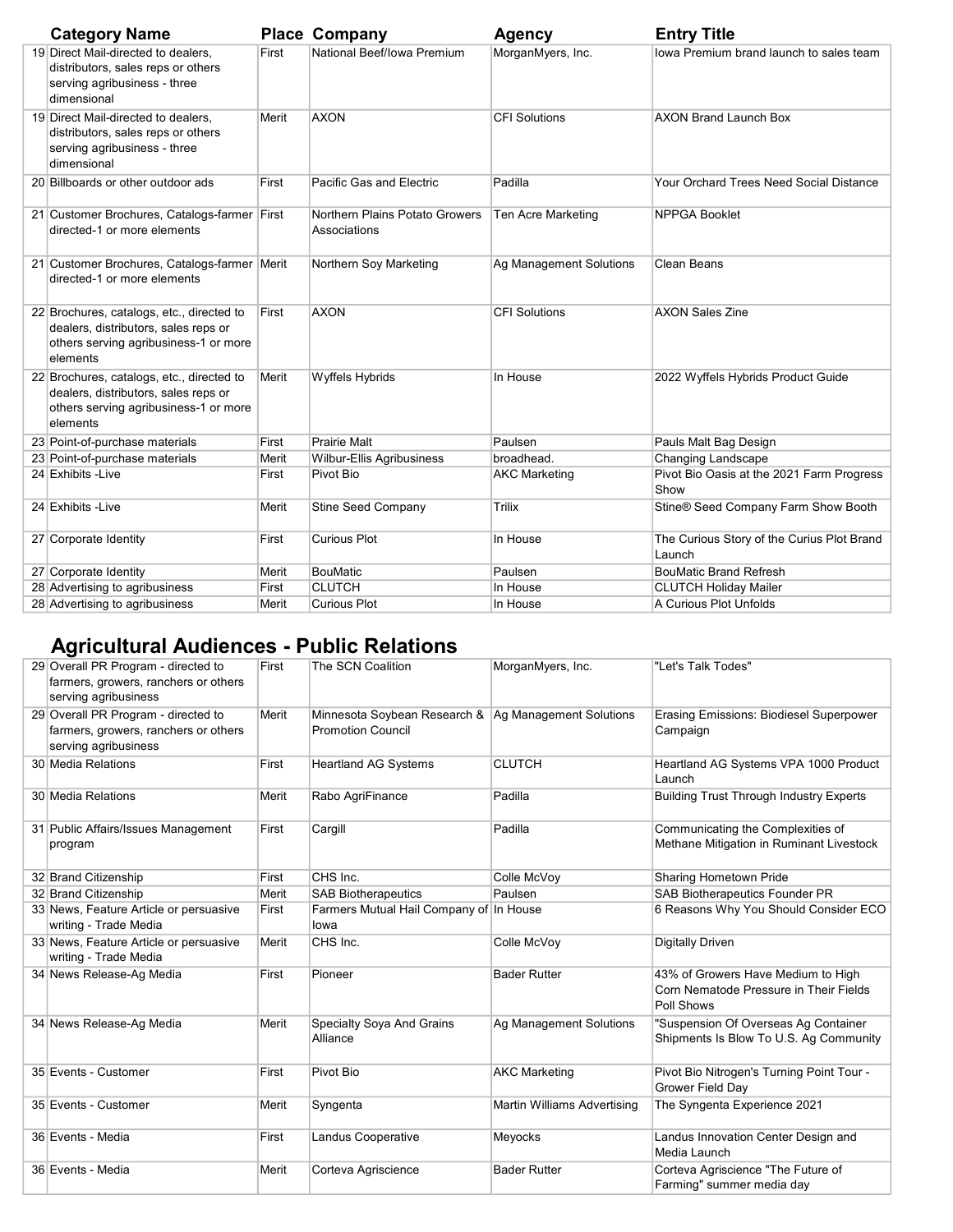| Category Name | Place | Company | Agency | Entry Title |
|---|---|---|---|---|
| 19 Direct Mail-directed to dealers, distributors, sales reps or others serving agribusiness - three dimensional | First | National Beef/Iowa Premium | MorganMyers, Inc. | Iowa Premium brand launch to sales team |
| 19 Direct Mail-directed to dealers, distributors, sales reps or others serving agribusiness - three dimensional | Merit | AXON | CFI Solutions | AXON Brand Launch Box |
| 20 Billboards or other outdoor ads | First | Pacific Gas and Electric | Padilla | Your Orchard Trees Need Social Distance |
| 21 Customer Brochures, Catalogs-farmer directed-1 or more elements | First | Northern Plains Potato Growers Associations | Ten Acre Marketing | NPPGA Booklet |
| 21 Customer Brochures, Catalogs-farmer directed-1 or more elements | Merit | Northern Soy Marketing | Ag Management Solutions | Clean Beans |
| 22 Brochures, catalogs, etc., directed to dealers, distributors, sales reps or others serving agribusiness-1 or more elements | First | AXON | CFI Solutions | AXON Sales Zine |
| 22 Brochures, catalogs, etc., directed to dealers, distributors, sales reps or others serving agribusiness-1 or more elements | Merit | Wyffels Hybrids | In House | 2022 Wyffels Hybrids Product Guide |
| 23 Point-of-purchase materials | First | Prairie Malt | Paulsen | Pauls Malt Bag Design |
| 23 Point-of-purchase materials | Merit | Wilbur-Ellis Agribusiness | broadhead. | Changing Landscape |
| 24 Exhibits -Live | First | Pivot Bio | AKC Marketing | Pivot Bio Oasis at the 2021 Farm Progress Show |
| 24 Exhibits -Live | Merit | Stine Seed Company | Trilix | Stine® Seed Company Farm Show Booth |
| 27 Corporate Identity | First | Curious Plot | In House | The Curious Story of the Curius Plot Brand Launch |
| 27 Corporate Identity | Merit | BouMatic | Paulsen | BouMatic Brand Refresh |
| 28 Advertising to agribusiness | First | CLUTCH | In House | CLUTCH Holiday Mailer |
| 28 Advertising to agribusiness | Merit | Curious Plot | In House | A Curious Plot Unfolds |

## Agricultural Audiences - Public Relations

| Category Name | Place | Company | Agency | Entry Title |
|---|---|---|---|---|
| 29 Overall PR Program - directed to farmers, growers, ranchers or others serving agribusiness | First | The SCN Coalition | MorganMyers, Inc. | "Let's Talk Todes" |
| 29 Overall PR Program - directed to farmers, growers, ranchers or others serving agribusiness | Merit | Minnesota Soybean Research & Promotion Council | Ag Management Solutions | Erasing Emissions: Biodiesel Superpower Campaign |
| 30 Media Relations | First | Heartland AG Systems | CLUTCH | Heartland AG Systems VPA 1000 Product Launch |
| 30 Media Relations | Merit | Rabo AgriFinance | Padilla | Building Trust Through Industry Experts |
| 31 Public Affairs/Issues Management program | First | Cargill | Padilla | Communicating the Complexities of Methane Mitigation in Ruminant Livestock |
| 32 Brand Citizenship | First | CHS Inc. | Colle McVoy | Sharing Hometown Pride |
| 32 Brand Citizenship | Merit | SAB Biotherapeutics | Paulsen | SAB Biotherapeutics Founder PR |
| 33 News, Feature Article or persuasive writing - Trade Media | First | Farmers Mutual Hail Company of Iowa | In House | 6 Reasons Why You Should Consider ECO |
| 33 News, Feature Article or persuasive writing - Trade Media | Merit | CHS Inc. | Colle McVoy | Digitally Driven |
| 34 News Release-Ag Media | First | Pioneer | Bader Rutter | 43% of Growers Have Medium to High Corn Nematode Pressure in Their Fields Poll Shows |
| 34 News Release-Ag Media | Merit | Specialty Soya And Grains Alliance | Ag Management Solutions | "Suspension Of Overseas Ag Container Shipments Is Blow To U.S. Ag Community |
| 35 Events - Customer | First | Pivot Bio | AKC Marketing | Pivot Bio Nitrogen's Turning Point Tour - Grower Field Day |
| 35 Events - Customer | Merit | Syngenta | Martin Williams Advertising | The Syngenta Experience 2021 |
| 36 Events - Media | First | Landus Cooperative | Meyocks | Landus Innovation Center Design and Media Launch |
| 36 Events - Media | Merit | Corteva Agriscience | Bader Rutter | Corteva Agriscience "The Future of Farming" summer media day |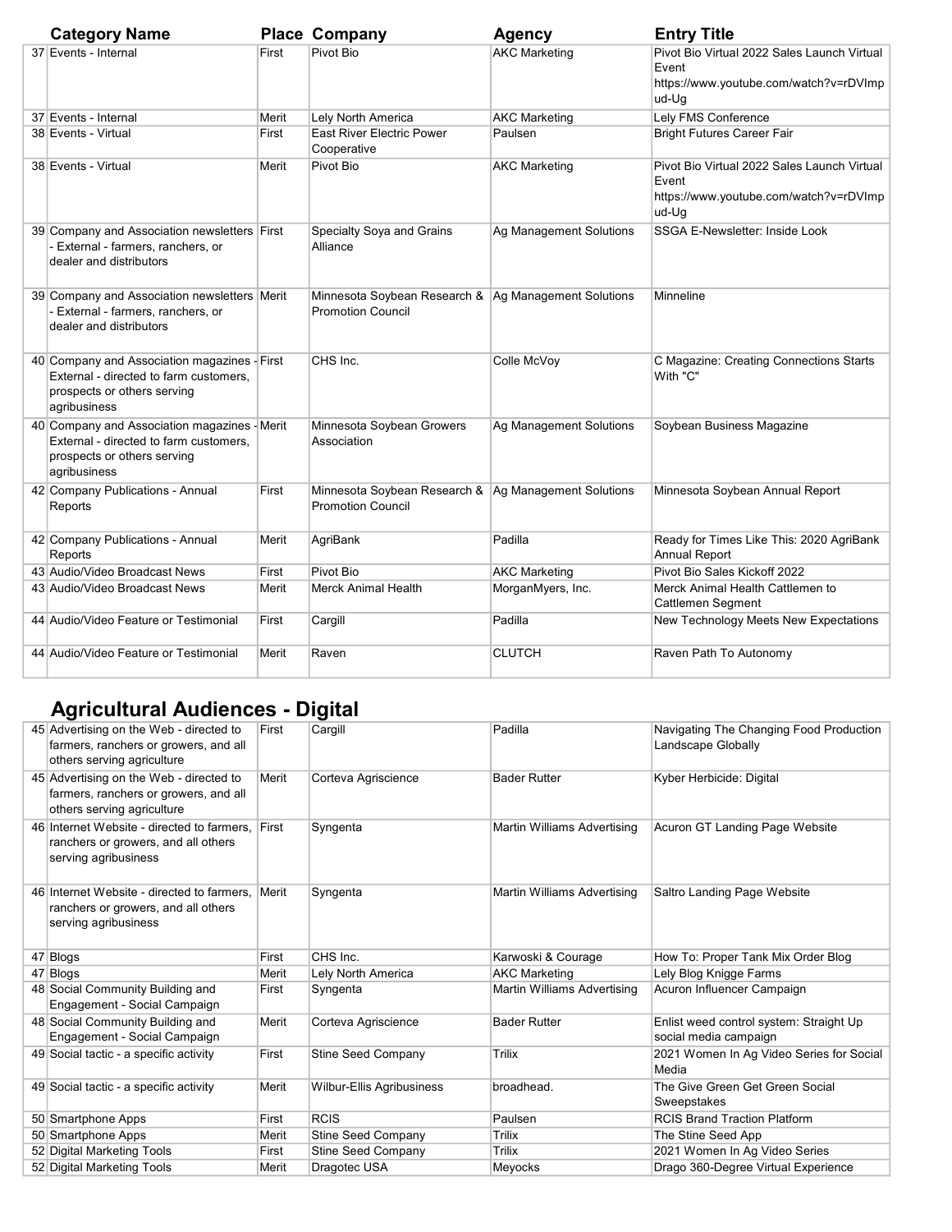| Category Name | Place | Company | Agency | Entry Title |
|---|---|---|---|---|
| 37 Events - Internal | First | Pivot Bio | AKC Marketing | Pivot Bio Virtual 2022 Sales Launch Virtual Event https://www.youtube.com/watch?v=rDVImpud-Ug |
| 37 Events - Internal | Merit | Lely North America | AKC Marketing | Lely FMS Conference |
| 38 Events - Virtual | First | East River Electric Power Cooperative | Paulsen | Bright Futures Career Fair |
| 38 Events - Virtual | Merit | Pivot Bio | AKC Marketing | Pivot Bio Virtual 2022 Sales Launch Virtual Event https://www.youtube.com/watch?v=rDVImpud-Ug |
| 39 Company and Association newsletters - External - farmers, ranchers, or dealer and distributors | First | Specialty Soya and Grains Alliance | Ag Management Solutions | SSGA E-Newsletter: Inside Look |
| 39 Company and Association newsletters - External - farmers, ranchers, or dealer and distributors | Merit | Minnesota Soybean Research & Promotion Council | Ag Management Solutions | Minneline |
| 40 Company and Association magazines - External - directed to farm customers, prospects or others serving agribusiness | First | CHS Inc. | Colle McVoy | C Magazine: Creating Connections Starts With "C" |
| 40 Company and Association magazines - External - directed to farm customers, prospects or others serving agribusiness | Merit | Minnesota Soybean Growers Association | Ag Management Solutions | Soybean Business Magazine |
| 42 Company Publications - Annual Reports | First | Minnesota Soybean Research & Promotion Council | Ag Management Solutions | Minnesota Soybean Annual Report |
| 42 Company Publications - Annual Reports | Merit | AgriBank | Padilla | Ready for Times Like This: 2020 AgriBank Annual Report |
| 43 Audio/Video Broadcast News | First | Pivot Bio | AKC Marketing | Pivot Bio Sales Kickoff 2022 |
| 43 Audio/Video Broadcast News | Merit | Merck Animal Health | MorganMyers, Inc. | Merck Animal Health Cattlemen to Cattlemen Segment |
| 44 Audio/Video Feature or Testimonial | First | Cargill | Padilla | New Technology Meets New Expectations |
| 44 Audio/Video Feature or Testimonial | Merit | Raven | CLUTCH | Raven Path To Autonomy |

## Agricultural Audiences - Digital

| Category Name | Place | Company | Agency | Entry Title |
|---|---|---|---|---|
| 45 Advertising on the Web - directed to farmers, ranchers or growers, and all others serving agriculture | First | Cargill | Padilla | Navigating The Changing Food Production Landscape Globally |
| 45 Advertising on the Web - directed to farmers, ranchers or growers, and all others serving agriculture | Merit | Corteva Agriscience | Bader Rutter | Kyber Herbicide: Digital |
| 46 Internet Website - directed to farmers, ranchers or growers, and all others serving agribusiness | First | Syngenta | Martin Williams Advertising | Acuron GT Landing Page Website |
| 46 Internet Website - directed to farmers, ranchers or growers, and all others serving agribusiness | Merit | Syngenta | Martin Williams Advertising | Saltro Landing Page Website |
| 47 Blogs | First | CHS Inc. | Karwoski & Courage | How To: Proper Tank Mix Order Blog |
| 47 Blogs | Merit | Lely North America | AKC Marketing | Lely Blog Knigge Farms |
| 48 Social Community Building and Engagement - Social Campaign | First | Syngenta | Martin Williams Advertising | Acuron Influencer Campaign |
| 48 Social Community Building and Engagement - Social Campaign | Merit | Corteva Agriscience | Bader Rutter | Enlist weed control system: Straight Up social media campaign |
| 49 Social tactic - a specific activity | First | Stine Seed Company | Trilix | 2021 Women In Ag Video Series for Social Media |
| 49 Social tactic - a specific activity | Merit | Wilbur-Ellis Agribusiness | broadhead. | The Give Green Get Green Social Sweepstakes |
| 50 Smartphone Apps | First | RCIS | Paulsen | RCIS Brand Traction Platform |
| 50 Smartphone Apps | Merit | Stine Seed Company | Trilix | The Stine Seed App |
| 52 Digital Marketing Tools | First | Stine Seed Company | Trilix | 2021 Women In Ag Video Series |
| 52 Digital Marketing Tools | Merit | Dragotec USA | Meyocks | Drago 360-Degree Virtual Experience |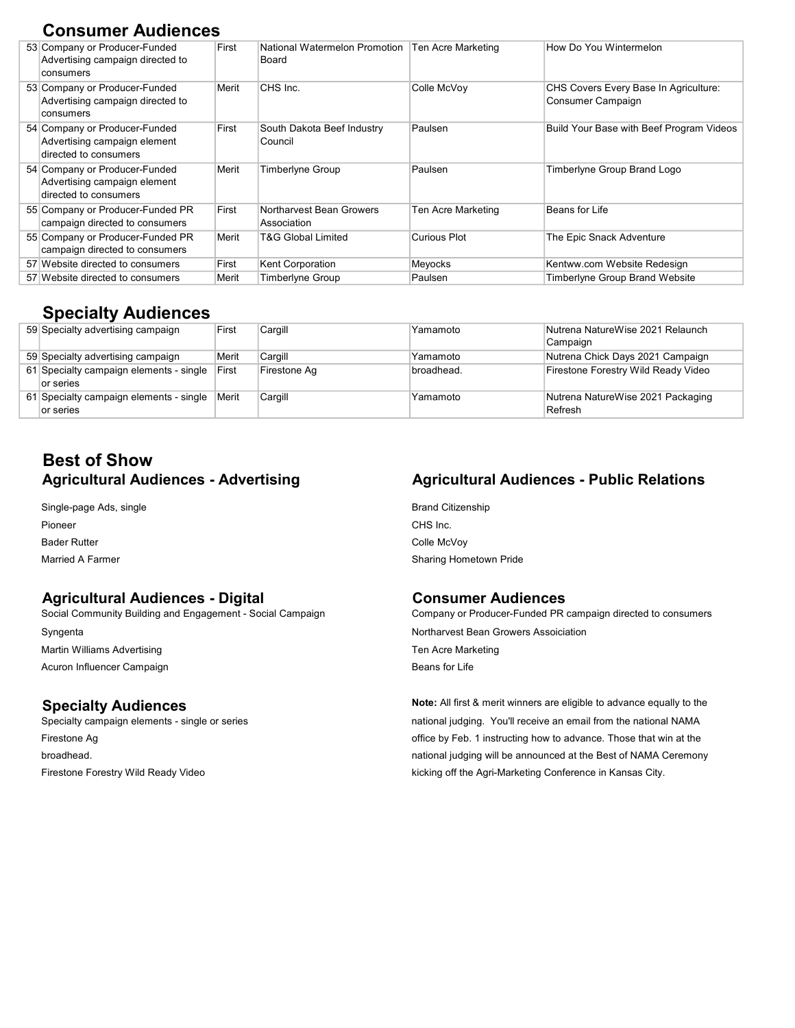## Consumer Audiences

| | | | | | |
|---|---|---|---|---|---|
| 53 | Company or Producer-Funded Advertising campaign directed to consumers | First | National Watermelon Promotion Board | Ten Acre Marketing | How Do You Wintermelon |
| 53 | Company or Producer-Funded Advertising campaign directed to consumers | Merit | CHS Inc. | Colle McVoy | CHS Covers Every Base In Agriculture: Consumer Campaign |
| 54 | Company or Producer-Funded Advertising campaign element directed to consumers | First | South Dakota Beef Industry Council | Paulsen | Build Your Base with Beef Program Videos |
| 54 | Company or Producer-Funded Advertising campaign element directed to consumers | Merit | Timberlyne Group | Paulsen | Timberlyne Group Brand Logo |
| 55 | Company or Producer-Funded PR campaign directed to consumers | First | Northarvest Bean Growers Association | Ten Acre Marketing | Beans for Life |
| 55 | Company or Producer-Funded PR campaign directed to consumers | Merit | T&G Global Limited | Curious Plot | The Epic Snack Adventure |
| 57 | Website directed to consumers | First | Kent Corporation | Meyocks | Kentww.com Website Redesign |
| 57 | Website directed to consumers | Merit | Timberlyne Group | Paulsen | Timberlyne Group Brand Website |

## Specialty Audiences

| | | | | | |
|---|---|---|---|---|---|
| 59 | Specialty advertising campaign | First | Cargill | Yamamoto | Nutrena NatureWise 2021 Relaunch Campaign |
| 59 | Specialty advertising campaign | Merit | Cargill | Yamamoto | Nutrena Chick Days 2021 Campaign |
| 61 | Specialty campaign elements - single or series | First | Firestone Ag | broadhead. | Firestone Forestry Wild Ready Video |
| 61 | Specialty campaign elements - single or series | Merit | Cargill | Yamamoto | Nutrena NatureWise 2021 Packaging Refresh |

## Best of Show

### Agricultural Audiences - Advertising

Single-page Ads, single

Pioneer

Bader Rutter

Married A Farmer

### Agricultural Audiences - Digital

Social Community Building and Engagement - Social Campaign

Syngenta

Martin Williams Advertising

Acuron Influencer Campaign

### Specialty Audiences

Specialty campaign elements - single or series

Firestone Ag

broadhead.

Firestone Forestry Wild Ready Video

### Agricultural Audiences - Public Relations

Brand Citizenship

CHS Inc.

Colle McVoy

Sharing Hometown Pride

### Consumer Audiences

Company or Producer-Funded PR campaign directed to consumers

Northarvest Bean Growers Assoiciation

Ten Acre Marketing

Beans for Life

**Note:** All first & merit winners are eligible to advance equally to the national judging. You'll receive an email from the national NAMA office by Feb. 1 instructing how to advance. Those that win at the national judging will be announced at the Best of NAMA Ceremony kicking off the Agri-Marketing Conference in Kansas City.